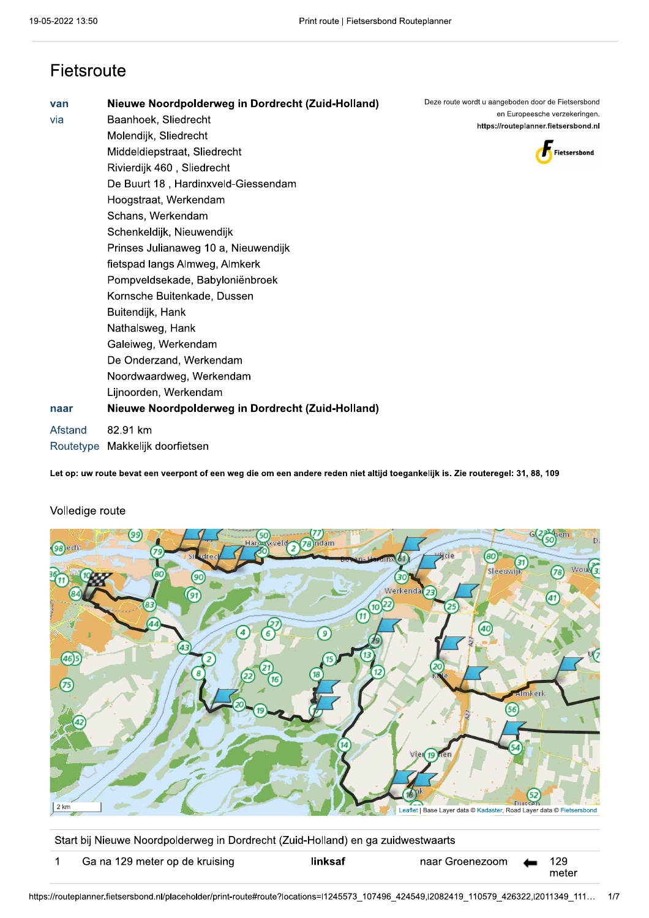# Fietsroute

| | |
|---|---|
| van | **Nieuwe Noordpolderweg in Dordrecht (Zuid-Holland)** |
| via | Baanhoek, Sliedrecht |
| | Molendijk, Sliedrecht |
| | Middeldiepstraat, Sliedrecht |
| | Rivierdijk 460 , Sliedrecht |
| | De Buurt 18 , Hardinxveld-Giessendam |
| | Hoogstraat, Werkendam |
| | Schans, Werkendam |
| | Schenkeldijk, Nieuwendijk |
| | Prinses Julianaweg 10 a, Nieuwendijk |
| | fietspad langs Almweg, Almkerk |
| | Pompveldsekade, Babyloniënbroek |
| | Kornsche Buitenkade, Dussen |
| | Buitendijk, Hank |
| | Nathalsweg, Hank |
| | Galeiweg, Werkendam |
| | De Onderzand, Werkendam |
| | Noordwaardweg, Werkendam |
| | Lijnoorden, Werkendam |
| naar | **Nieuwe Noordpolderweg in Dordrecht (Zuid-Holland)** |
| Afstand | 82.91 km |
| Routetype | Makkelijk doorfietsen |

Deze route wordt u aangeboden door de Fietsersbond en Europeesche verzekeringen.
**https://routeplanner.fietsersbond.nl**

Fietsersbond

**Let op: uw route bevat een veerpont of een weg die om een andere reden niet altijd toegankelijk is. Zie routeregel: 31, 88, 109**

## Volledige route

2 km | Leaflet | Base Layer data © Kadaster, Road Layer data © Fietsersbond

| Start bij Nieuwe Noordpolderweg in Dordrecht (Zuid-Holland) en ga zuidwestwaarts | | | | |
|---|---|---|---|---|
| 1 | Ga na 129 meter op de kruising | **linksaf** | naar Groenezoom | 129 meter |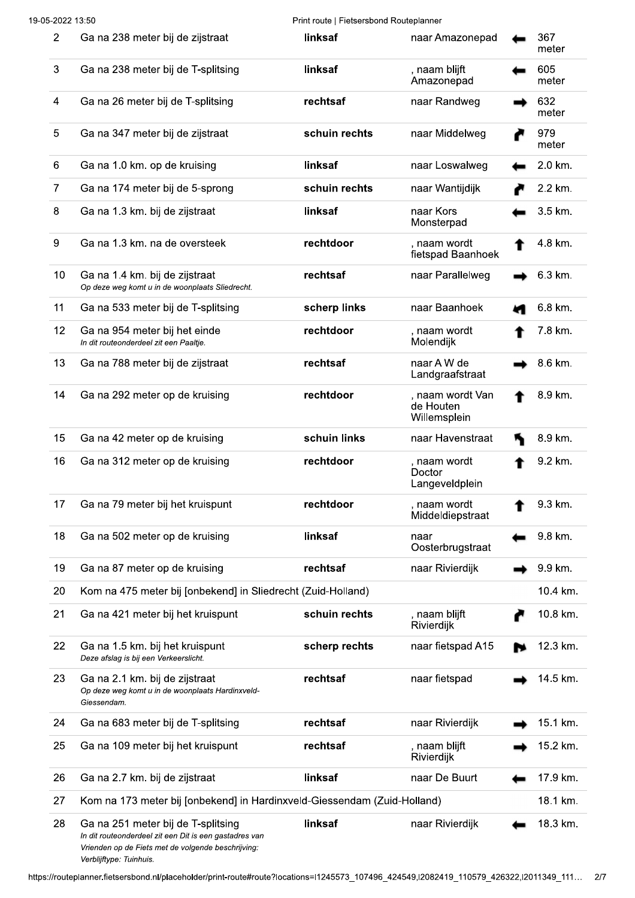| | | | | | |
|---|---|---|---|---|---|
| 2 | Ga na 238 meter bij de zijstraat | **linksaf** | naar Amazonepad | ⬅ | 367 meter |
| 3 | Ga na 238 meter bij de T-splitsing | **linksaf** | , naam blijft Amazonepad | ⬅ | 605 meter |
| 4 | Ga na 26 meter bij de T-splitsing | **rechtsaf** | naar Randweg | ➡ | 632 meter |
| 5 | Ga na 347 meter bij de zijstraat | **schuin rechts** | naar Middelweg | ↱ | 979 meter |
| 6 | Ga na 1.0 km. op de kruising | **linksaf** | naar Loswalweg | ⬅ | 2.0 km. |
| 7 | Ga na 174 meter bij de 5-sprong | **schuin rechts** | naar Wantijdijk | ↱ | 2.2 km. |
| 8 | Ga na 1.3 km. bij de zijstraat | **linksaf** | naar Kors Monsterpad | ⬅ | 3.5 km. |
| 9 | Ga na 1.3 km. na de oversteek | **rechtdoor** | , naam wordt fietspad Baanhoek | ⬆ | 4.8 km. |
| 10 | Ga na 1.4 km. bij de zijstraat<br>*Op deze weg komt u in de woonplaats Sliedrecht.* | **rechtsaf** | naar Parallelweg | ➡ | 6.3 km. |
| 11 | Ga na 533 meter bij de T-splitsing | **scherp links** | naar Baanhoek | ↰ | 6.8 km. |
| 12 | Ga na 954 meter bij het einde<br>*In dit routeonderdeel zit een Paaltje.* | **rechtdoor** | , naam wordt Molendijk | ⬆ | 7.8 km. |
| 13 | Ga na 788 meter bij de zijstraat | **rechtsaf** | naar A W de Landgraafstraat | ➡ | 8.6 km. |
| 14 | Ga na 292 meter op de kruising | **rechtdoor** | , naam wordt Van de Houten Willemsplein | ⬆ | 8.9 km. |
| 15 | Ga na 42 meter op de kruising | **schuin links** | naar Havenstraat | ↰ | 8.9 km. |
| 16 | Ga na 312 meter op de kruising | **rechtdoor** | , naam wordt Doctor Langeveldplein | ⬆ | 9.2 km. |
| 17 | Ga na 79 meter bij het kruispunt | **rechtdoor** | , naam wordt Middeldiepstraat | ⬆ | 9.3 km. |
| 18 | Ga na 502 meter op de kruising | **linksaf** | naar Oosterbrugstraat | ⬅ | 9.8 km. |
| 19 | Ga na 87 meter op de kruising | **rechtsaf** | naar Rivierdijk | ➡ | 9.9 km. |
| 20 | Kom na 475 meter bij [onbekend] in Sliedrecht (Zuid-Holland) | | | | 10.4 km. |
| 21 | Ga na 421 meter bij het kruispunt | **schuin rechts** | , naam blijft Rivierdijk | ↱ | 10.8 km. |
| 22 | Ga na 1.5 km. bij het kruispunt<br>*Deze afslag is bij een Verkeerslicht.* | **scherp rechts** | naar fietspad A15 | ↱ | 12.3 km. |
| 23 | Ga na 2.1 km. bij de zijstraat<br>*Op deze weg komt u in de woonplaats Hardinxveld-Giessendam.* | **rechtsaf** | naar fietspad | ➡ | 14.5 km. |
| 24 | Ga na 683 meter bij de T-splitsing | **rechtsaf** | naar Rivierdijk | ➡ | 15.1 km. |
| 25 | Ga na 109 meter bij het kruispunt | **rechtsaf** | , naam blijft Rivierdijk | ➡ | 15.2 km. |
| 26 | Ga na 2.7 km. bij de zijstraat | **linksaf** | naar De Buurt | ⬅ | 17.9 km. |
| 27 | Kom na 173 meter bij [onbekend] in Hardinxveld-Giessendam (Zuid-Holland) | | | | 18.1 km. |
| 28 | Ga na 251 meter bij de T-splitsing<br>*In dit routeonderdeel zit een Dit is een gastadres van Vrienden op de Fiets met de volgende beschrijving: Verblijftype: Tuinhuis.* | **linksaf** | naar Rivierdijk | ⬅ | 18.3 km. |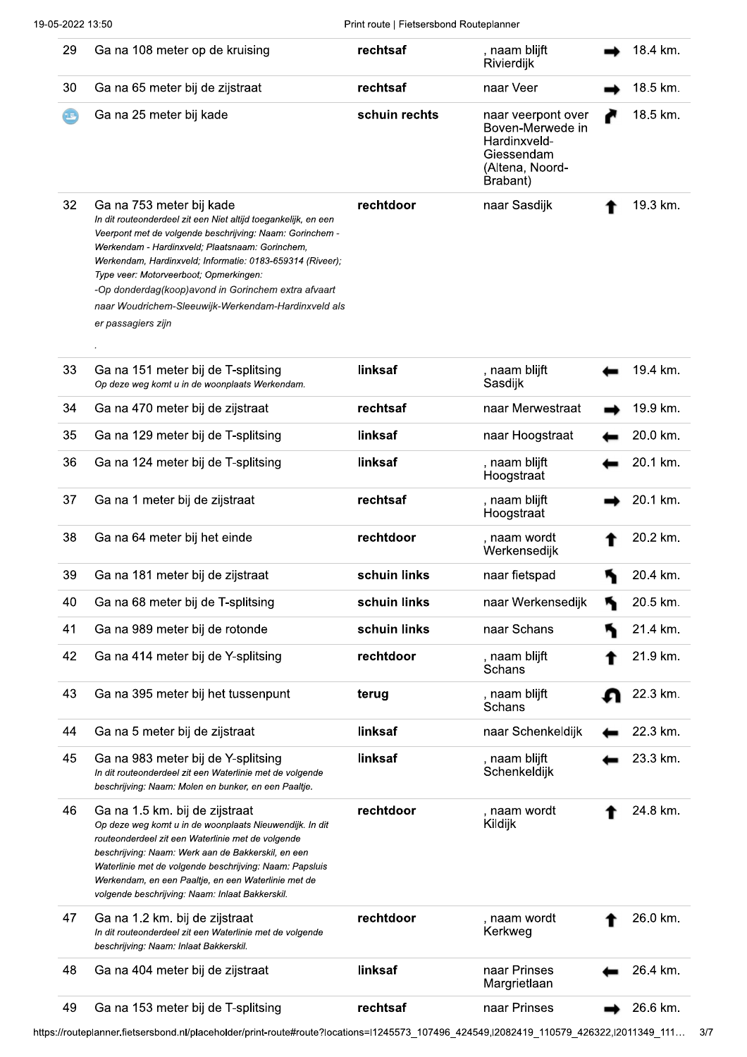| | | | | | |
|---|---|---|---|---|---|
| 29 | Ga na 108 meter op de kruising | **rechtsaf** | , naam blijft Rivierdijk | ➡ | 18.4 km. |
| 30 | Ga na 65 meter bij de zijstraat | **rechtsaf** | naar Veer | ➡ | 18.5 km. |
| | Ga na 25 meter bij kade | **schuin rechts** | naar veerpont over Boven-Merwede in Hardinxveld-Giessendam (Altena, Noord-Brabant) | ↱ | 18.5 km. |
| 32 | Ga na 753 meter bij kade<br>*In dit routeonderdeel zit een Niet altijd toegankelijk, en een Veerpont met de volgende beschrijving: Naam: Gorinchem - Werkendam - Hardinxveld; Plaatsnaam: Gorinchem, Werkendam, Hardinxveld; Informatie: 0183-659314 (Riveer); Type veer: Motorveerboot; Opmerkingen:*<br>*-Op donderdag(koop)avond in Gorinchem extra afvaart naar Woudrichem-Sleeuwijk-Werkendam-Hardinxveld als er passagiers zijn*<br>. | **rechtdoor** | naar Sasdijk | ⬆ | 19.3 km. |
| 33 | Ga na 151 meter bij de T-splitsing<br>*Op deze weg komt u in de woonplaats Werkendam.* | **linksaf** | , naam blijft Sasdijk | ⬅ | 19.4 km. |
| 34 | Ga na 470 meter bij de zijstraat | **rechtsaf** | naar Merwestraat | ➡ | 19.9 km. |
| 35 | Ga na 129 meter bij de T-splitsing | **linksaf** | naar Hoogstraat | ⬅ | 20.0 km. |
| 36 | Ga na 124 meter bij de T-splitsing | **linksaf** | , naam blijft Hoogstraat | ⬅ | 20.1 km. |
| 37 | Ga na 1 meter bij de zijstraat | **rechtsaf** | , naam blijft Hoogstraat | ➡ | 20.1 km. |
| 38 | Ga na 64 meter bij het einde | **rechtdoor** | , naam wordt Werkensedijk | ⬆ | 20.2 km. |
| 39 | Ga na 181 meter bij de zijstraat | **schuin links** | naar fietspad | ↰ | 20.4 km. |
| 40 | Ga na 68 meter bij de T-splitsing | **schuin links** | naar Werkensedijk | ↰ | 20.5 km. |
| 41 | Ga na 989 meter bij de rotonde | **schuin links** | naar Schans | ↰ | 21.4 km. |
| 42 | Ga na 414 meter bij de Y-splitsing | **rechtdoor** | , naam blijft Schans | ⬆ | 21.9 km. |
| 43 | Ga na 395 meter bij het tussenpunt | **terug** | , naam blijft Schans | ↶ | 22.3 km. |
| 44 | Ga na 5 meter bij de zijstraat | **linksaf** | naar Schenkeldijk | ⬅ | 22.3 km. |
| 45 | Ga na 983 meter bij de Y-splitsing<br>*In dit routeonderdeel zit een Waterlinie met de volgende beschrijving: Naam: Molen en bunker, en een Paaltje.* | **linksaf** | , naam blijft Schenkeldijk | ⬅ | 23.3 km. |
| 46 | Ga na 1.5 km. bij de zijstraat<br>*Op deze weg komt u in de woonplaats Nieuwendijk. In dit routeonderdeel zit een Waterlinie met de volgende beschrijving: Naam: Werk aan de Bakkerskil, en een Waterlinie met de volgende beschrijving: Naam: Papsluis Werkendam, en een Paaltje, en een Waterlinie met de volgende beschrijving: Naam: Inlaat Bakkerskil.* | **rechtdoor** | , naam wordt Kildijk | ⬆ | 24.8 km. |
| 47 | Ga na 1.2 km. bij de zijstraat<br>*In dit routeonderdeel zit een Waterlinie met de volgende beschrijving: Naam: Inlaat Bakkerskil.* | **rechtdoor** | , naam wordt Kerkweg | ⬆ | 26.0 km. |
| 48 | Ga na 404 meter bij de zijstraat | **linksaf** | naar Prinses Margrietlaan | ⬅ | 26.4 km. |
| 49 | Ga na 153 meter bij de T-splitsing | **rechtsaf** | naar Prinses | ➡ | 26.6 km. |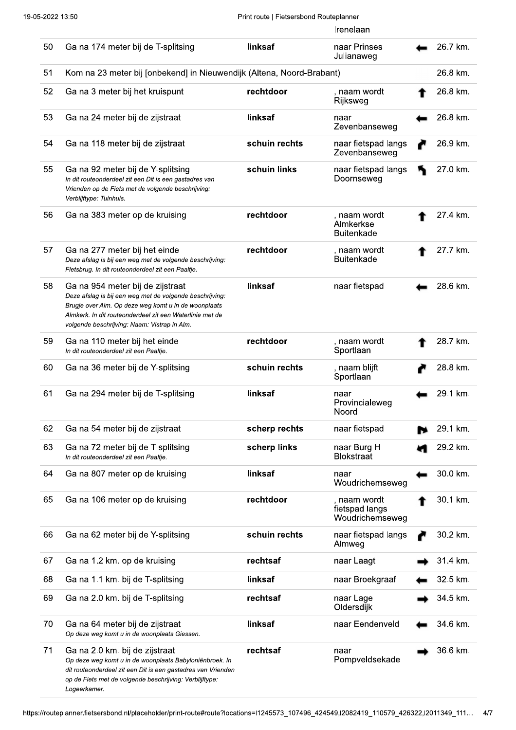| | | | Irenelaan | | |
|---|---|---|---|---|---|
| 50 | Ga na 174 meter bij de T-splitsing | linksaf | naar Prinses Julianaweg | ← | 26.7 km. |
| 51 | Kom na 23 meter bij [onbekend] in Nieuwendijk (Altena, Noord-Brabant) | | | | 26.8 km. |
| 52 | Ga na 3 meter bij het kruispunt | rechtdoor | , naam wordt Rijksweg | ↑ | 26.8 km. |
| 53 | Ga na 24 meter bij de zijstraat | linksaf | naar Zevenbanseweg | ← | 26.8 km. |
| 54 | Ga na 118 meter bij de zijstraat | schuin rechts | naar fietspad langs Zevenbanseweg | ↗ | 26.9 km. |
| 55 | Ga na 92 meter bij de Y-splitsing<br>*In dit routeonderdeel zit een Dit is een gastadres van Vrienden op de Fiets met de volgende beschrijving: Verblijftype: Tuinhuis.* | schuin links | naar fietspad langs Doornseweg | ↖ | 27.0 km. |
| 56 | Ga na 383 meter op de kruising | rechtdoor | , naam wordt Almkerkse Buitenkade | ↑ | 27.4 km. |
| 57 | Ga na 277 meter bij het einde<br>*Deze afslag is bij een weg met de volgende beschrijving: Fietsbrug. In dit routeonderdeel zit een Paaltje.* | rechtdoor | , naam wordt Buitenkade | ↑ | 27.7 km. |
| 58 | Ga na 954 meter bij de zijstraat<br>*Deze afslag is bij een weg met de volgende beschrijving: Brugje over Alm. Op deze weg komt u in de woonplaats Almkerk. In dit routeonderdeel zit een Waterlinie met de volgende beschrijving: Naam: Vistrap in Alm.* | linksaf | naar fietspad | ← | 28.6 km. |
| 59 | Ga na 110 meter bij het einde<br>*In dit routeonderdeel zit een Paaltje.* | rechtdoor | , naam wordt Sportlaan | ↑ | 28.7 km. |
| 60 | Ga na 36 meter bij de Y-splitsing | schuin rechts | , naam blijft Sportlaan | ↗ | 28.8 km. |
| 61 | Ga na 294 meter bij de T-splitsing | linksaf | naar Provincialeweg Noord | ← | 29.1 km. |
| 62 | Ga na 54 meter bij de zijstraat | scherp rechts | naar fietspad | ↘ | 29.1 km. |
| 63 | Ga na 72 meter bij de T-splitsing<br>*In dit routeonderdeel zit een Paaltje.* | scherp links | naar Burg H Blokstraat | ↙ | 29.2 km. |
| 64 | Ga na 807 meter op de kruising | linksaf | naar Woudrichemseweg | ← | 30.0 km. |
| 65 | Ga na 106 meter op de kruising | rechtdoor | , naam wordt fietspad langs Woudrichemseweg | ↑ | 30.1 km. |
| 66 | Ga na 62 meter bij de Y-splitsing | schuin rechts | naar fietspad langs Almweg | ↗ | 30.2 km. |
| 67 | Ga na 1.2 km. op de kruising | rechtsaf | naar Laagt | → | 31.4 km. |
| 68 | Ga na 1.1 km. bij de T-splitsing | linksaf | naar Broekgraaf | ← | 32.5 km. |
| 69 | Ga na 2.0 km. bij de T-splitsing | rechtsaf | naar Lage Oldersdijk | → | 34.5 km. |
| 70 | Ga na 64 meter bij de zijstraat<br>*Op deze weg komt u in de woonplaats Giessen.* | linksaf | naar Eendenveld | ← | 34.6 km. |
| 71 | Ga na 2.0 km. bij de zijstraat<br>*Op deze weg komt u in de woonplaats Babyloniënbroek. In dit routeonderdeel zit een Dit is een gastadres van Vrienden op de Fiets met de volgende beschrijving: Verblijftype: Logeerkamer.* | rechtsaf | naar Pompveldsekade | → | 36.6 km. |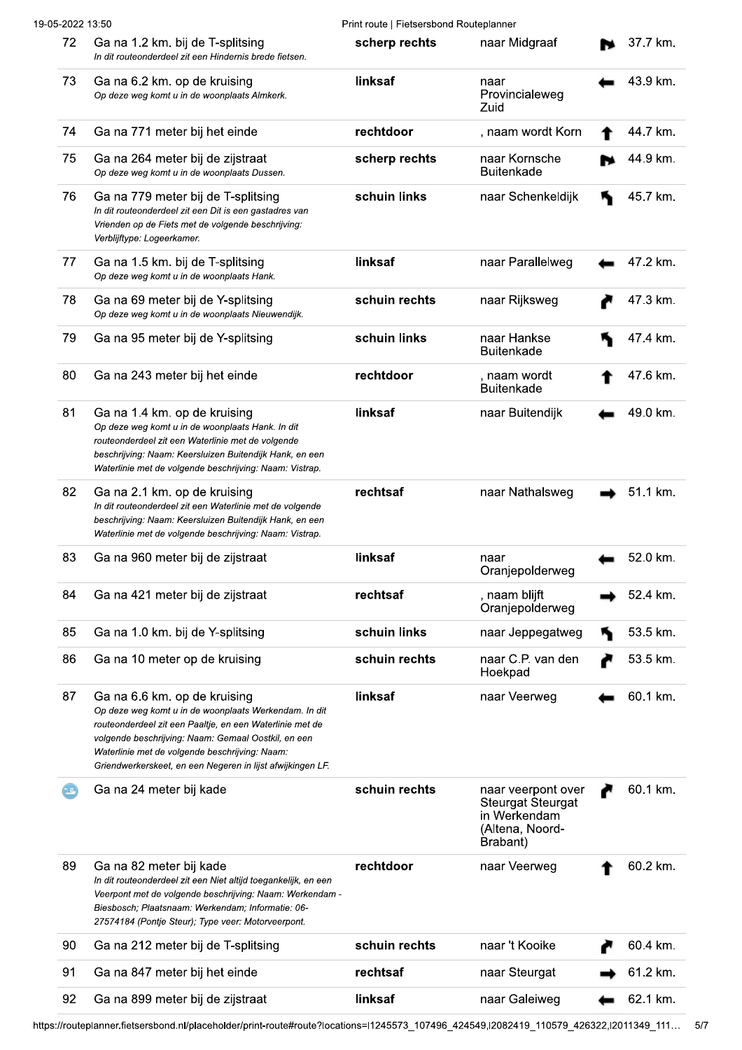| # | Instructie | Richting | Naar | | Afstand |
|---|---|---|---|---|---|
| 72 | Ga na 1.2 km. bij de T-splitsing<br>*In dit routeonderdeel zit een Hindernis brede fietsen.* | **scherp rechts** | naar Midgraaf | | 37.7 km. |
| 73 | Ga na 6.2 km. op de kruising<br>*Op deze weg komt u in de woonplaats Almkerk.* | **linksaf** | naar Provincialeweg Zuid | | 43.9 km. |
| 74 | Ga na 771 meter bij het einde | **rechtdoor** | , naam wordt Korn | | 44.7 km. |
| 75 | Ga na 264 meter bij de zijstraat<br>*Op deze weg komt u in de woonplaats Dussen.* | **scherp rechts** | naar Kornsche Buitenkade | | 44.9 km. |
| 76 | Ga na 779 meter bij de T-splitsing<br>*In dit routeonderdeel zit een Dit is een gastadres van Vrienden op de Fiets met de volgende beschrijving: Verblijftype: Logeerkamer.* | **schuin links** | naar Schenkeldijk | | 45.7 km. |
| 77 | Ga na 1.5 km. bij de T-splitsing<br>*Op deze weg komt u in de woonplaats Hank.* | **linksaf** | naar Parallelweg | | 47.2 km. |
| 78 | Ga na 69 meter bij de Y-splitsing<br>*Op deze weg komt u in de woonplaats Nieuwendijk.* | **schuin rechts** | naar Rijksweg | | 47.3 km. |
| 79 | Ga na 95 meter bij de Y-splitsing | **schuin links** | naar Hankse Buitenkade | | 47.4 km. |
| 80 | Ga na 243 meter bij het einde | **rechtdoor** | , naam wordt Buitenkade | | 47.6 km. |
| 81 | Ga na 1.4 km. op de kruising<br>*Op deze weg komt u in de woonplaats Hank. In dit routeonderdeel zit een Waterlinie met de volgende beschrijving: Naam: Keersluizen Buitendijk Hank, en een Waterlinie met de volgende beschrijving: Naam: Vistrap.* | **linksaf** | naar Buitendijk | | 49.0 km. |
| 82 | Ga na 2.1 km. op de kruising<br>*In dit routeonderdeel zit een Waterlinie met de volgende beschrijving: Naam: Keersluizen Buitendijk Hank, en een Waterlinie met de volgende beschrijving: Naam: Vistrap.* | **rechtsaf** | naar Nathalsweg | | 51.1 km. |
| 83 | Ga na 960 meter bij de zijstraat | **linksaf** | naar Oranjepolderweg | | 52.0 km. |
| 84 | Ga na 421 meter bij de zijstraat | **rechtsaf** | , naam blijft Oranjepolderweg | | 52.4 km. |
| 85 | Ga na 1.0 km. bij de Y-splitsing | **schuin links** | naar Jeppegatweg | | 53.5 km. |
| 86 | Ga na 10 meter op de kruising | **schuin rechts** | naar C.P. van den Hoekpad | | 53.5 km. |
| 87 | Ga na 6.6 km. op de kruising<br>*Op deze weg komt u in de woonplaats Werkendam. In dit routeonderdeel zit een Paaltje, en een Waterlinie met de volgende beschrijving: Naam: Gemaal Oostkil, en een Waterlinie met de volgende beschrijving: Naam: Griendwerkerskeet, en een Negeren in lijst afwijkingen LF.* | **linksaf** | naar Veerweg | | 60.1 km. |
| | Ga na 24 meter bij kade | **schuin rechts** | naar veerpont over Steurgat Steurgat in Werkendam (Altena, Noord-Brabant) | | 60.1 km. |
| 89 | Ga na 82 meter bij kade<br>*In dit routeonderdeel zit een Niet altijd toegankelijk, en een Veerpont met de volgende beschrijving: Naam: Werkendam - Biesbosch; Plaatsnaam: Werkendam; Informatie: 06-27574184 (Pontje Steur); Type veer: Motorveerpont.* | **rechtdoor** | naar Veerweg | | 60.2 km. |
| 90 | Ga na 212 meter bij de T-splitsing | **schuin rechts** | naar 't Kooike | | 60.4 km. |
| 91 | Ga na 847 meter bij het einde | **rechtsaf** | naar Steurgat | | 61.2 km. |
| 92 | Ga na 899 meter bij de zijstraat | **linksaf** | naar Galeiweg | | 62.1 km. |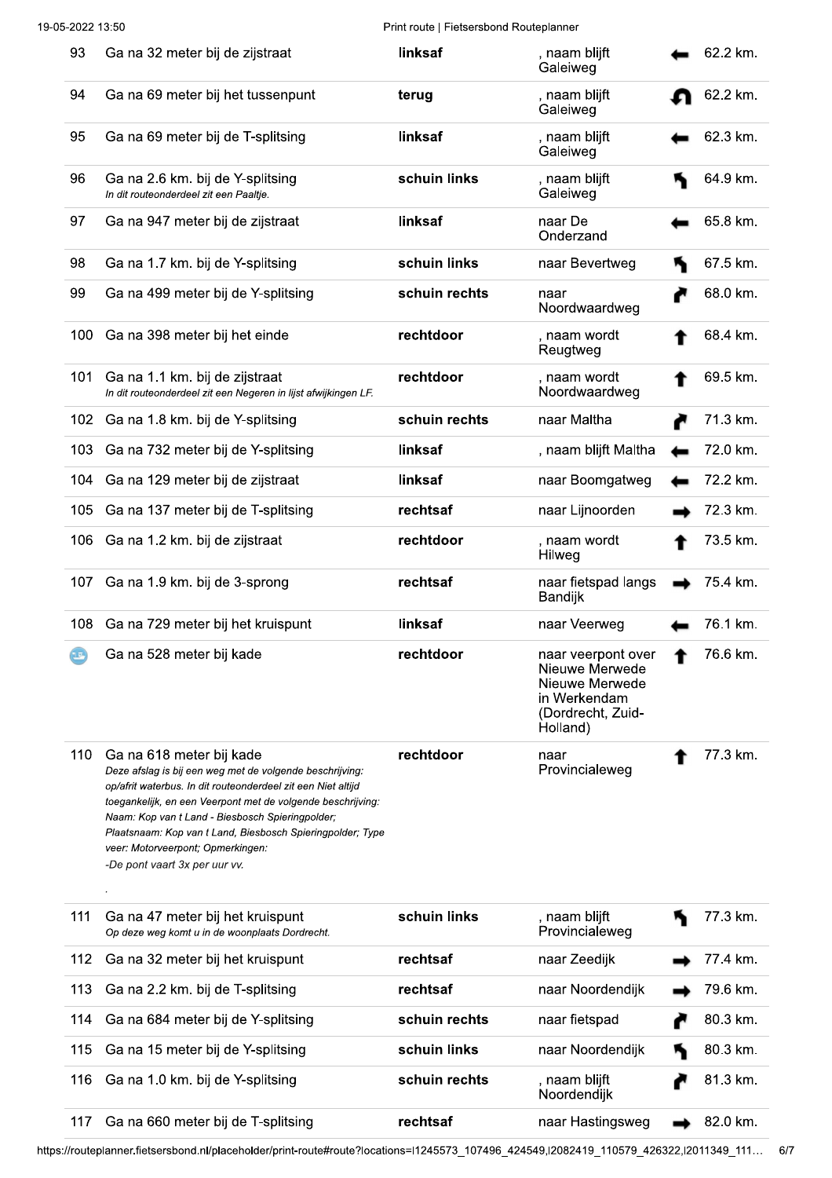| | | | | | |
|---|---|---|---|---|---|
| 93 | Ga na 32 meter bij de zijstraat | **linksaf** | , naam blijft Galeiweg | ← | 62.2 km. |
| 94 | Ga na 69 meter bij het tussenpunt | **terug** | , naam blijft Galeiweg | ↶ | 62.2 km. |
| 95 | Ga na 69 meter bij de T-splitsing | **linksaf** | , naam blijft Galeiweg | ← | 62.3 km. |
| 96 | Ga na 2.6 km. bij de Y-splitsing<br>*In dit routeonderdeel zit een Paaltje.* | **schuin links** | , naam blijft Galeiweg | ↖ | 64.9 km. |
| 97 | Ga na 947 meter bij de zijstraat | **linksaf** | naar De Onderzand | ← | 65.8 km. |
| 98 | Ga na 1.7 km. bij de Y-splitsing | **schuin links** | naar Bevertweg | ↖ | 67.5 km. |
| 99 | Ga na 499 meter bij de Y-splitsing | **schuin rechts** | naar Noordwaardweg | ↗ | 68.0 km. |
| 100 | Ga na 398 meter bij het einde | **rechtdoor** | , naam wordt Reugtweg | ↑ | 68.4 km. |
| 101 | Ga na 1.1 km. bij de zijstraat<br>*In dit routeonderdeel zit een Negeren in lijst afwijkingen LF.* | **rechtdoor** | , naam wordt Noordwaardweg | ↑ | 69.5 km. |
| 102 | Ga na 1.8 km. bij de Y-splitsing | **schuin rechts** | naar Maltha | ↗ | 71.3 km. |
| 103 | Ga na 732 meter bij de Y-splitsing | **linksaf** | , naam blijft Maltha | ← | 72.0 km. |
| 104 | Ga na 129 meter bij de zijstraat | **linksaf** | naar Boomgatweg | ← | 72.2 km. |
| 105 | Ga na 137 meter bij de T-splitsing | **rechtsaf** | naar Lijnoorden | → | 72.3 km. |
| 106 | Ga na 1.2 km. bij de zijstraat | **rechtdoor** | , naam wordt Hilweg | ↑ | 73.5 km. |
| 107 | Ga na 1.9 km. bij de 3-sprong | **rechtsaf** | naar fietspad langs Bandijk | → | 75.4 km. |
| 108 | Ga na 729 meter bij het kruispunt | **linksaf** | naar Veerweg | ← | 76.1 km. |
| | Ga na 528 meter bij kade | **rechtdoor** | naar veerpont over Nieuwe Merwede Nieuwe Merwede in Werkendam (Dordrecht, Zuid-Holland) | ↑ | 76.6 km. |
| 110 | Ga na 618 meter bij kade<br>*Deze afslag is bij een weg met de volgende beschrijving: op/afrit waterbus. In dit routeonderdeel zit een Niet altijd toegankelijk, en een Veerpont met de volgende beschrijving: Naam: Kop van t Land - Biesbosch Spieringpolder; Plaatsnaam: Kop van t Land, Biesbosch Spieringpolder; Type veer: Motorveerpont; Opmerkingen: -De pont vaart 3x per uur vv.*<br>. | **rechtdoor** | naar Provincialeweg | ↑ | 77.3 km. |
| 111 | Ga na 47 meter bij het kruispunt<br>*Op deze weg komt u in de woonplaats Dordrecht.* | **schuin links** | , naam blijft Provincialeweg | ↖ | 77.3 km. |
| 112 | Ga na 32 meter bij het kruispunt | **rechtsaf** | naar Zeedijk | → | 77.4 km. |
| 113 | Ga na 2.2 km. bij de T-splitsing | **rechtsaf** | naar Noordendijk | → | 79.6 km. |
| 114 | Ga na 684 meter bij de Y-splitsing | **schuin rechts** | naar fietspad | ↗ | 80.3 km. |
| 115 | Ga na 15 meter bij de Y-splitsing | **schuin links** | naar Noordendijk | ↖ | 80.3 km. |
| 116 | Ga na 1.0 km. bij de Y-splitsing | **schuin rechts** | , naam blijft Noordendijk | ↗ | 81.3 km. |
| 117 | Ga na 660 meter bij de T-splitsing | **rechtsaf** | naar Hastingsweg | → | 82.0 km. |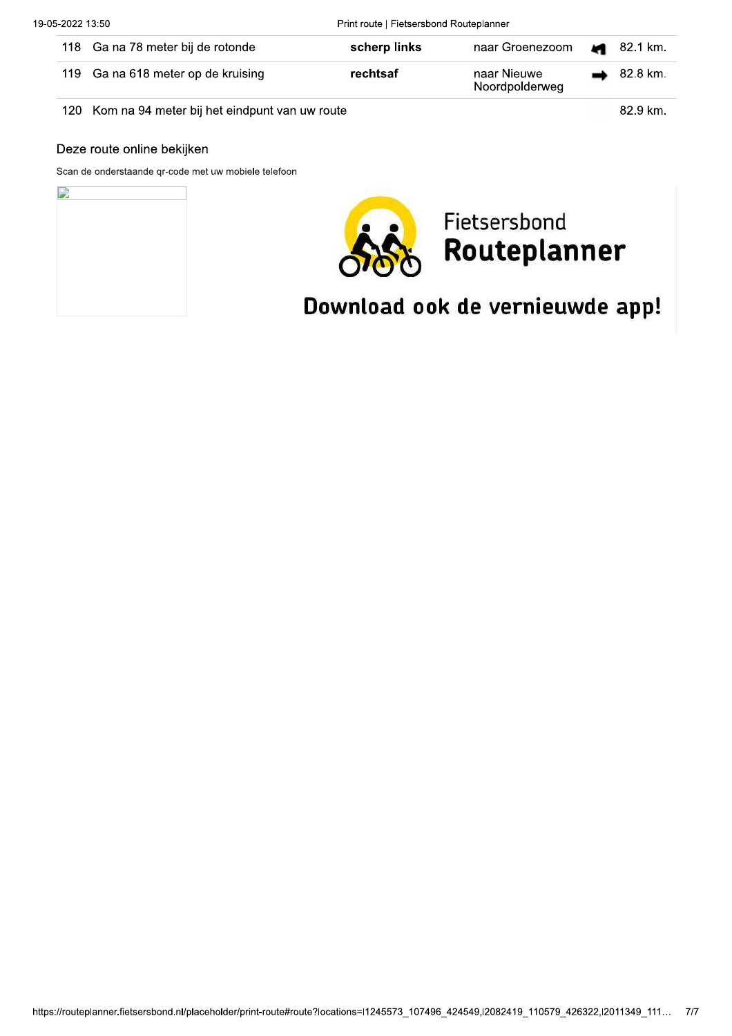| | | | | |
|---|---|---|---|---|
| 118 | Ga na 78 meter bij de rotonde | **scherp links** | naar Groenezoom | 82.1 km. |
| 119 | Ga na 618 meter op de kruising | **rechtsaf** | naar Nieuwe Noordpolderweg | 82.8 km. |
| 120 | Kom na 94 meter bij het eindpunt van uw route | | | 82.9 km. |

## Deze route online bekijken

Scan de onderstaande qr-code met uw mobiele telefoon

Fietsersbond **Routeplanner**

**Download ook de vernieuwde app!**